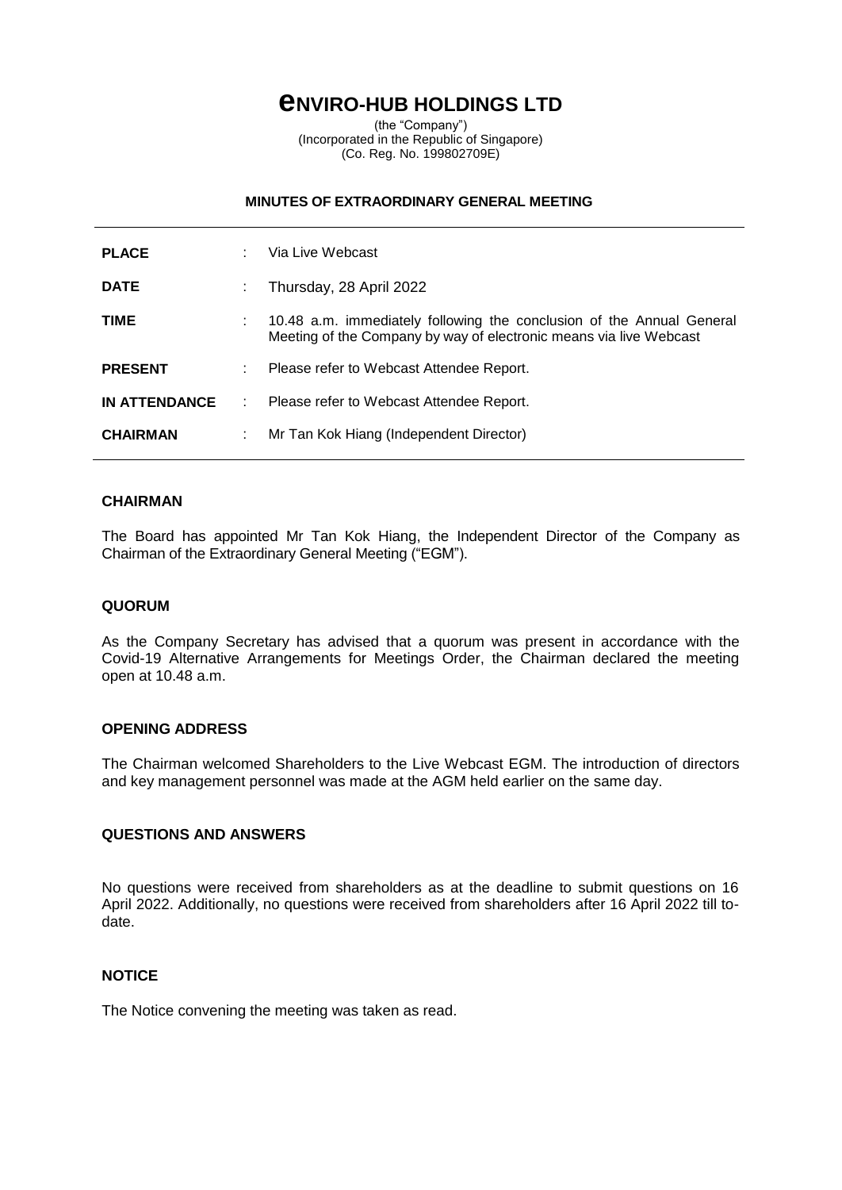# ENVIRO-HUB HOLDINGS LTD

(the "Company")
(Incorporated in the Republic of Singapore)
(Co. Reg. No. 199802709E)

## MINUTES OF EXTRAORDINARY GENERAL MEETING

| | | |
|---|---|---|
| **PLACE** | : | Via Live Webcast |
| **DATE** | : | Thursday, 28 April 2022 |
| **TIME** | : | 10.48 a.m. immediately following the conclusion of the Annual General Meeting of the Company by way of electronic means via live Webcast |
| **PRESENT** | : | Please refer to Webcast Attendee Report. |
| **IN ATTENDANCE** | : | Please refer to Webcast Attendee Report. |
| **CHAIRMAN** | : | Mr Tan Kok Hiang (Independent Director) |

### CHAIRMAN

The Board has appointed Mr Tan Kok Hiang, the Independent Director of the Company as Chairman of the Extraordinary General Meeting ("EGM").

### QUORUM

As the Company Secretary has advised that a quorum was present in accordance with the Covid-19 Alternative Arrangements for Meetings Order, the Chairman declared the meeting open at 10.48 a.m.

### OPENING ADDRESS

The Chairman welcomed Shareholders to the Live Webcast EGM. The introduction of directors and key management personnel was made at the AGM held earlier on the same day.

### QUESTIONS AND ANSWERS

No questions were received from shareholders as at the deadline to submit questions on 16 April 2022. Additionally, no questions were received from shareholders after 16 April 2022 till to-date.

### NOTICE

The Notice convening the meeting was taken as read.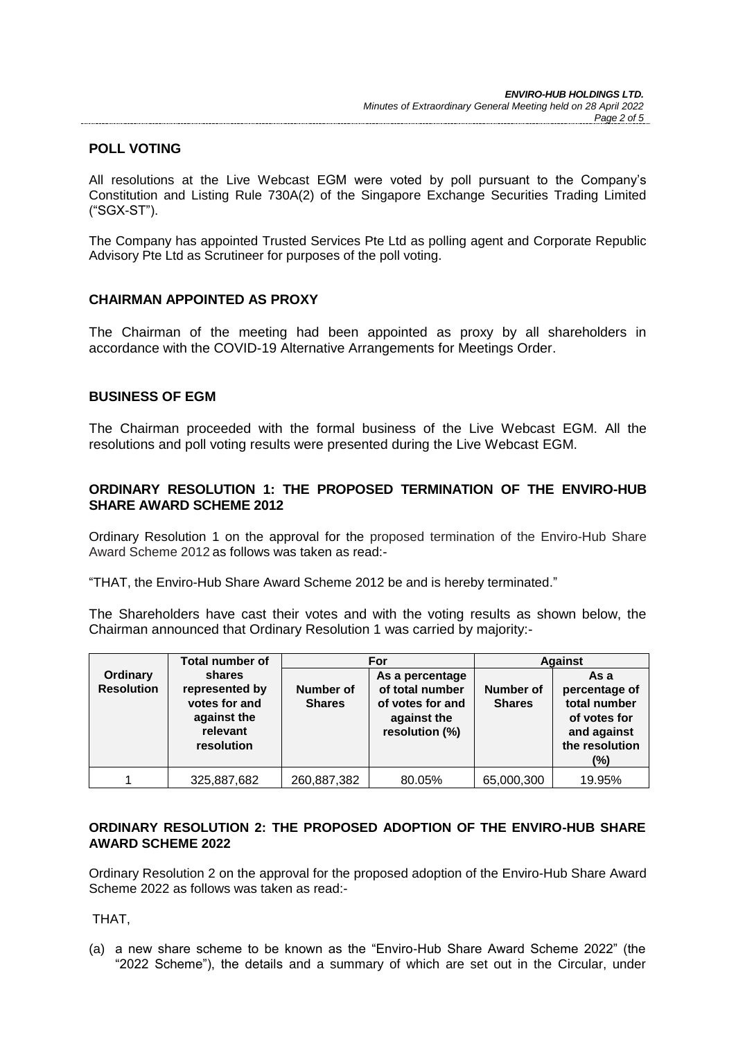## POLL VOTING

All resolutions at the Live Webcast EGM were voted by poll pursuant to the Company's Constitution and Listing Rule 730A(2) of the Singapore Exchange Securities Trading Limited ("SGX-ST").

The Company has appointed Trusted Services Pte Ltd as polling agent and Corporate Republic Advisory Pte Ltd as Scrutineer for purposes of the poll voting.

## CHAIRMAN APPOINTED AS PROXY

The Chairman of the meeting had been appointed as proxy by all shareholders in accordance with the COVID-19 Alternative Arrangements for Meetings Order.

## BUSINESS OF EGM

The Chairman proceeded with the formal business of the Live Webcast EGM. All the resolutions and poll voting results were presented during the Live Webcast EGM.

## ORDINARY RESOLUTION 1: THE PROPOSED TERMINATION OF THE ENVIRO-HUB SHARE AWARD SCHEME 2012

Ordinary Resolution 1 on the approval for the proposed termination of the Enviro-Hub Share Award Scheme 2012 as follows was taken as read:-

"THAT, the Enviro-Hub Share Award Scheme 2012 be and is hereby terminated."

The Shareholders have cast their votes and with the voting results as shown below, the Chairman announced that Ordinary Resolution 1 was carried by majority:-

| Ordinary Resolution | Total number of shares represented by votes for and against the relevant resolution | For | | Against | |
|---|---|---|---|---|---|
| | | Number of Shares | As a percentage of total number of votes for and against the resolution (%) | Number of Shares | As a percentage of total number of votes for and against the resolution (%) |
| 1 | 325,887,682 | 260,887,382 | 80.05% | 65,000,300 | 19.95% |

## ORDINARY RESOLUTION 2: THE PROPOSED ADOPTION OF THE ENVIRO-HUB SHARE AWARD SCHEME 2022

Ordinary Resolution 2 on the approval for the proposed adoption of the Enviro-Hub Share Award Scheme 2022 as follows was taken as read:-

THAT,

(a) a new share scheme to be known as the "Enviro-Hub Share Award Scheme 2022" (the "2022 Scheme"), the details and a summary of which are set out in the Circular, under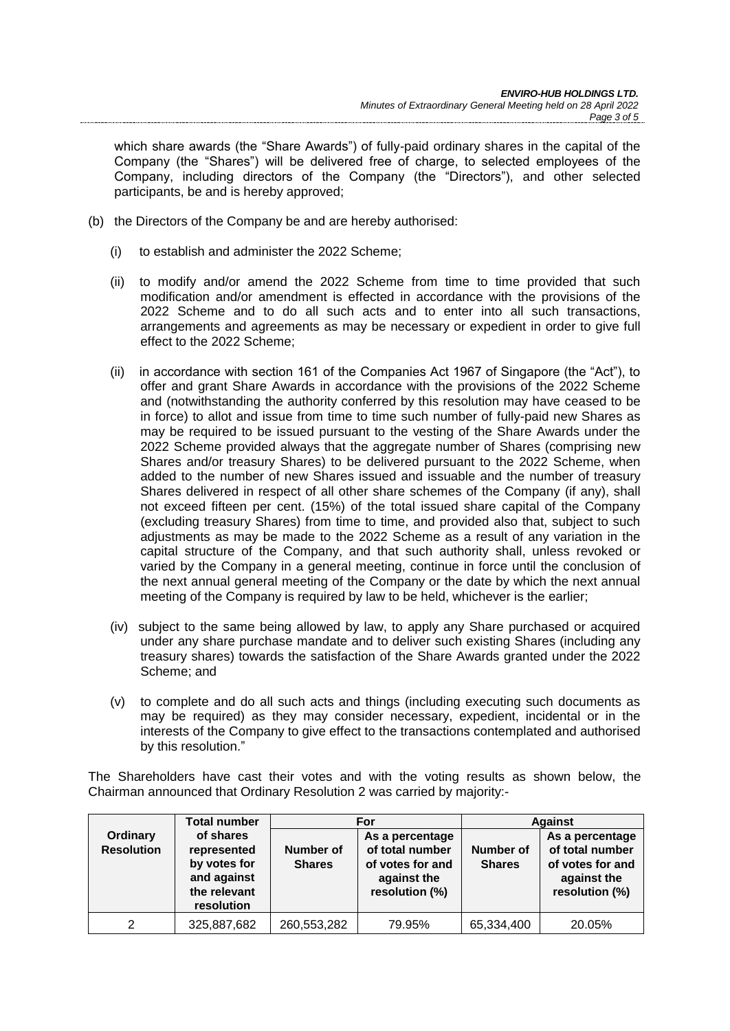which share awards (the "Share Awards") of fully-paid ordinary shares in the capital of the Company (the "Shares") will be delivered free of charge, to selected employees of the Company, including directors of the Company (the "Directors"), and other selected participants, be and is hereby approved;

(b) the Directors of the Company be and are hereby authorised:

(i) to establish and administer the 2022 Scheme;

(ii) to modify and/or amend the 2022 Scheme from time to time provided that such modification and/or amendment is effected in accordance with the provisions of the 2022 Scheme and to do all such acts and to enter into all such transactions, arrangements and agreements as may be necessary or expedient in order to give full effect to the 2022 Scheme;

(ii) in accordance with section 161 of the Companies Act 1967 of Singapore (the "Act"), to offer and grant Share Awards in accordance with the provisions of the 2022 Scheme and (notwithstanding the authority conferred by this resolution may have ceased to be in force) to allot and issue from time to time such number of fully-paid new Shares as may be required to be issued pursuant to the vesting of the Share Awards under the 2022 Scheme provided always that the aggregate number of Shares (comprising new Shares and/or treasury Shares) to be delivered pursuant to the 2022 Scheme, when added to the number of new Shares issued and issuable and the number of treasury Shares delivered in respect of all other share schemes of the Company (if any), shall not exceed fifteen per cent. (15%) of the total issued share capital of the Company (excluding treasury Shares) from time to time, and provided also that, subject to such adjustments as may be made to the 2022 Scheme as a result of any variation in the capital structure of the Company, and that such authority shall, unless revoked or varied by the Company in a general meeting, continue in force until the conclusion of the next annual general meeting of the Company or the date by which the next annual meeting of the Company is required by law to be held, whichever is the earlier;

(iv) subject to the same being allowed by law, to apply any Share purchased or acquired under any share purchase mandate and to deliver such existing Shares (including any treasury shares) towards the satisfaction of the Share Awards granted under the 2022 Scheme; and

(v) to complete and do all such acts and things (including executing such documents as may be required) as they may consider necessary, expedient, incidental or in the interests of the Company to give effect to the transactions contemplated and authorised by this resolution."

The Shareholders have cast their votes and with the voting results as shown below, the Chairman announced that Ordinary Resolution 2 was carried by majority:-

| Ordinary Resolution | Total number of shares represented by votes for and against the relevant resolution | For | | Against | |
|---|---|---|---|---|---|
| | | Number of Shares | As a percentage of total number of votes for and against the resolution (%) | Number of Shares | As a percentage of total number of votes for and against the resolution (%) |
| 2 | 325,887,682 | 260,553,282 | 79.95% | 65,334,400 | 20.05% |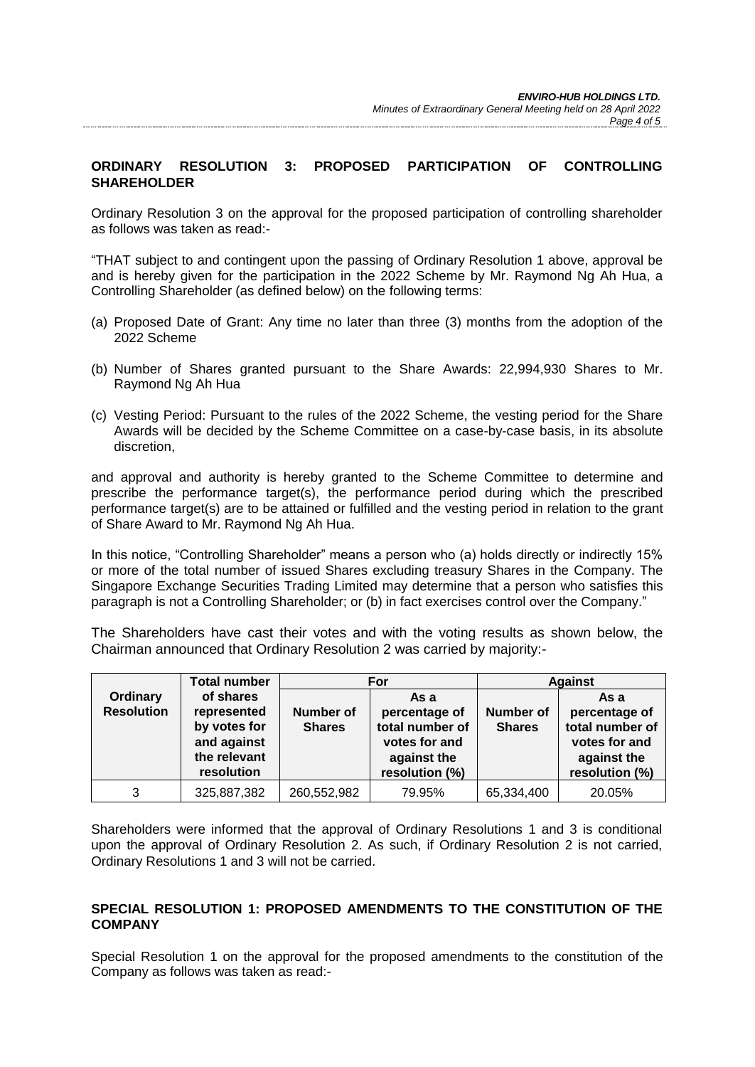**ORDINARY RESOLUTION 3: PROPOSED PARTICIPATION OF CONTROLLING SHAREHOLDER**

Ordinary Resolution 3 on the approval for the proposed participation of controlling shareholder as follows was taken as read:-

"THAT subject to and contingent upon the passing of Ordinary Resolution 1 above, approval be and is hereby given for the participation in the 2022 Scheme by Mr. Raymond Ng Ah Hua, a Controlling Shareholder (as defined below) on the following terms:

(a) Proposed Date of Grant: Any time no later than three (3) months from the adoption of the 2022 Scheme

(b) Number of Shares granted pursuant to the Share Awards: 22,994,930 Shares to Mr. Raymond Ng Ah Hua

(c) Vesting Period: Pursuant to the rules of the 2022 Scheme, the vesting period for the Share Awards will be decided by the Scheme Committee on a case-by-case basis, in its absolute discretion,

and approval and authority is hereby granted to the Scheme Committee to determine and prescribe the performance target(s), the performance period during which the prescribed performance target(s) are to be attained or fulfilled and the vesting period in relation to the grant of Share Award to Mr. Raymond Ng Ah Hua.

In this notice, "Controlling Shareholder" means a person who (a) holds directly or indirectly 15% or more of the total number of issued Shares excluding treasury Shares in the Company. The Singapore Exchange Securities Trading Limited may determine that a person who satisfies this paragraph is not a Controlling Shareholder; or (b) in fact exercises control over the Company."

The Shareholders have cast their votes and with the voting results as shown below, the Chairman announced that Ordinary Resolution 2 was carried by majority:-

| Ordinary Resolution | Total number of shares represented by votes for and against the relevant resolution | For | | Against | |
|---|---|---|---|---|---|
| | | Number of Shares | As a percentage of total number of votes for and against the resolution (%) | Number of Shares | As a percentage of total number of votes for and against the resolution (%) |
| 3 | 325,887,382 | 260,552,982 | 79.95% | 65,334,400 | 20.05% |

Shareholders were informed that the approval of Ordinary Resolutions 1 and 3 is conditional upon the approval of Ordinary Resolution 2. As such, if Ordinary Resolution 2 is not carried, Ordinary Resolutions 1 and 3 will not be carried.

**SPECIAL RESOLUTION 1: PROPOSED AMENDMENTS TO THE CONSTITUTION OF THE COMPANY**

Special Resolution 1 on the approval for the proposed amendments to the constitution of the Company as follows was taken as read:-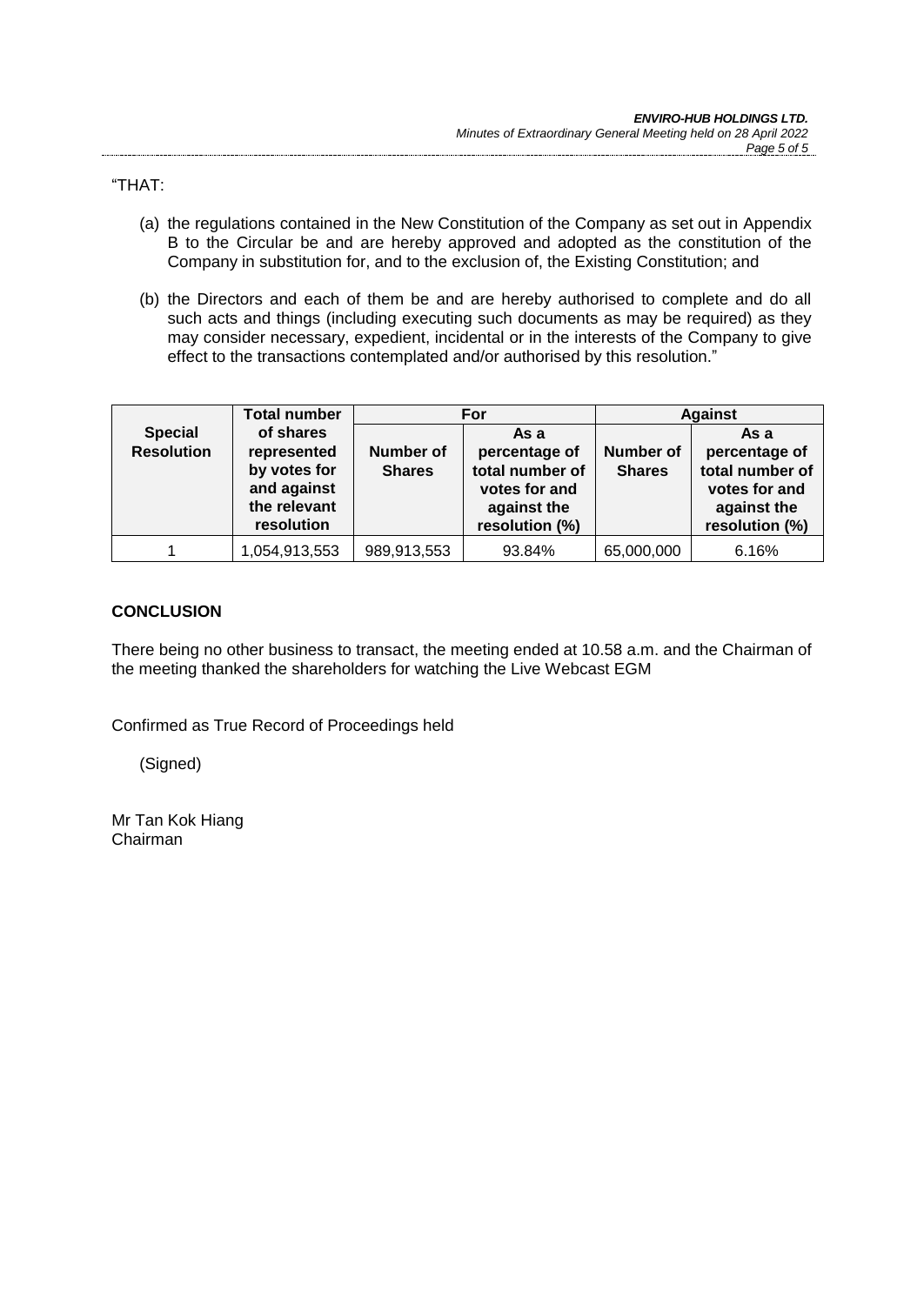"THAT:

(a) the regulations contained in the New Constitution of the Company as set out in Appendix B to the Circular be and are hereby approved and adopted as the constitution of the Company in substitution for, and to the exclusion of, the Existing Constitution; and

(b) the Directors and each of them be and are hereby authorised to complete and do all such acts and things (including executing such documents as may be required) as they may consider necessary, expedient, incidental or in the interests of the Company to give effect to the transactions contemplated and/or authorised by this resolution."

| Special Resolution | Total number of shares represented by votes for and against the relevant resolution | For | | Against | |
|---|---|---|---|---|---|
| | | Number of Shares | As a percentage of total number of votes for and against the resolution (%) | Number of Shares | As a percentage of total number of votes for and against the resolution (%) |
| 1 | 1,054,913,553 | 989,913,553 | 93.84% | 65,000,000 | 6.16% |

**CONCLUSION**

There being no other business to transact, the meeting ended at 10.58 a.m. and the Chairman of the meeting thanked the shareholders for watching the Live Webcast EGM

Confirmed as True Record of Proceedings held

(Signed)

Mr Tan Kok Hiang
Chairman